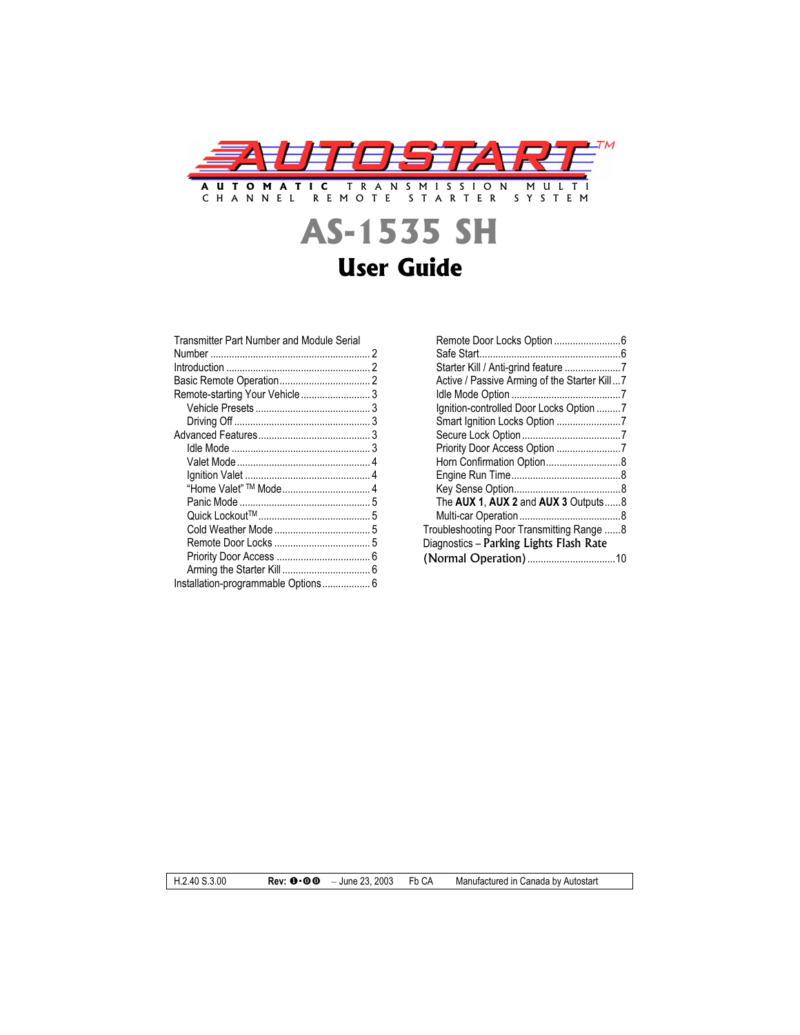# AUTOSTART™

AUTOMATIC TRANSMISSION MULTI CHANNEL REMOTE STARTER SYSTEM

# AS-1535 SH

## User Guide

Transmitter Part Number and Module Serial Number ........ 2
Introduction ........ 2
Basic Remote Operation ........ 2
Remote-starting Your Vehicle ........ 3
- Vehicle Presets ........ 3
- Driving Off ........ 3

Advanced Features ........ 3
- Idle Mode ........ 3
- Valet Mode ........ 4
- Ignition Valet ........ 4
- "Home Valet" ™ Mode ........ 4
- Panic Mode ........ 5
- Quick Lockout™ ........ 5
- Cold Weather Mode ........ 5
- Remote Door Locks ........ 5
- Priority Door Access ........ 6
- Arming the Starter Kill ........ 6

Installation-programmable Options ........ 6
- Remote Door Locks Option ........ 6
- Safe Start ........ 6
- Starter Kill / Anti-grind feature ........ 7
- Active / Passive Arming of the Starter Kill ... 7
- Idle Mode Option ........ 7
- Ignition-controlled Door Locks Option ........ 7
- Smart Ignition Locks Option ........ 7
- Secure Lock Option ........ 7
- Priority Door Access Option ........ 7
- Horn Confirmation Option ........ 8
- Engine Run Time ........ 8
- Key Sense Option ........ 8
- The **AUX 1**, **AUX 2** and **AUX 3** Outputs ........ 8
- Multi-car Operation ........ 8

Troubleshooting Poor Transmitting Range ........ 8
Diagnostics – Parking Lights Flash Rate (Normal Operation) ........ 10

| H.2.40 S.3.00 | **Rev: ❶·⓪⓪** – June 23, 2003 | Fb CA | Manufactured in Canada by Autostart |
|---|---|---|---|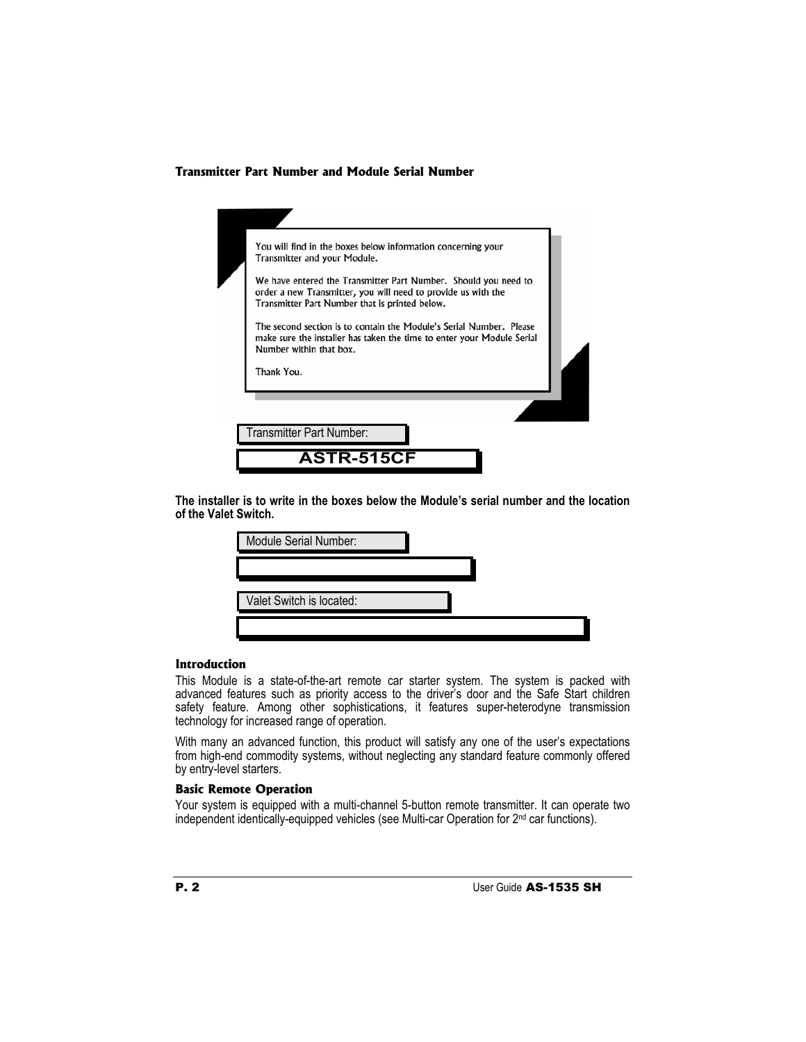### Transtmitter Part Number and Module Serial Number

You will find in the boxes below information concerning your Transmitter and your Module.

We have entered the Transmitter Part Number. Should you need to order a new Transmitter, you will need to provide us with the Transmitter Part Number that is printed below.

The second section is to contain the Module's Serial Number. Please make sure the installer has taken the time to enter your Module Serial Number within that box.

Thank You.

Transmitter Part Number:

**ASTR-515CF**

**The installer is to write in the boxes below the Module's serial number and the location of the Valet Switch.**

Module Serial Number:

Valet Switch is located:

### Introduction

This Module is a state-of-the-art remote car starter system. The system is packed with advanced features such as priority access to the driver's door and the Safe Start children safety feature. Among other sophistications, it features super-heterodyne transmission technology for increased range of operation.

With many an advanced function, this product will satisfy any one of the user's expectations from high-end commodity systems, without neglecting any standard feature commonly offered by entry-level starters.

### Basic Remote Operation

Your system is equipped with a multi-channel 5-button remote transmitter. It can operate two independent identically-equipped vehicles (see Multi-car Operation for 2nd car functions).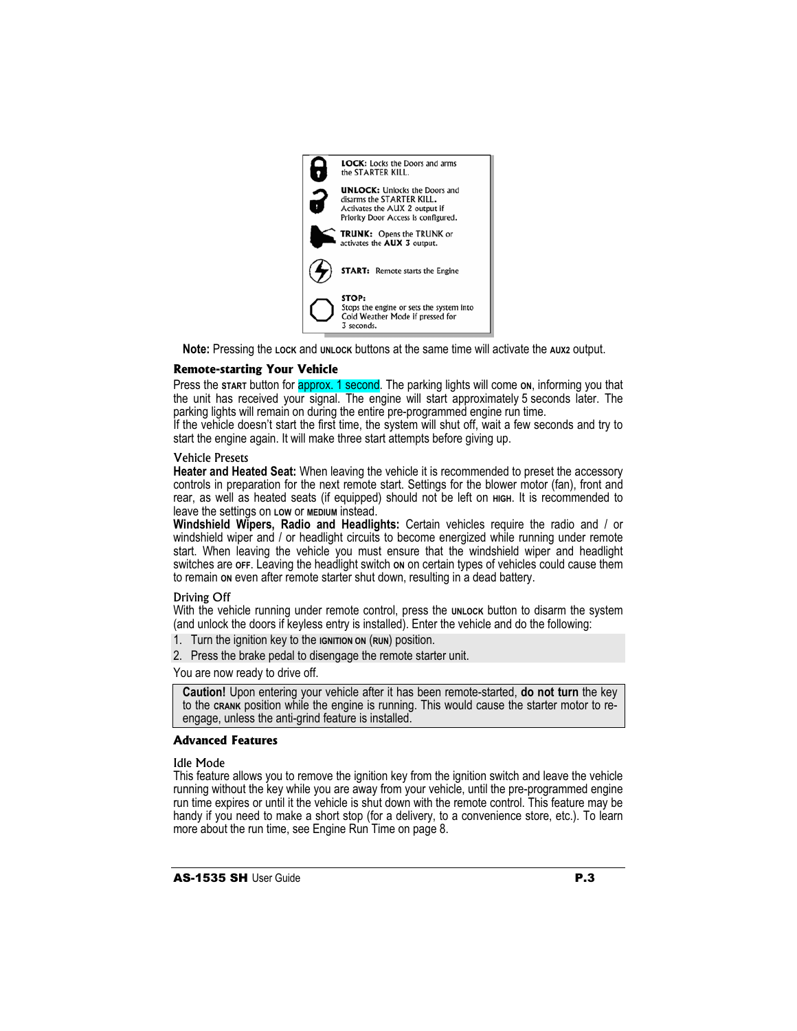**LOCK:** Locks the Doors and arms the STARTER KILL.

**UNLOCK:** Unlocks the Doors and disarms the STARTER KILL. Activates the AUX 2 output if Priority Door Access is configured.

**TRUNK:** Opens the TRUNK or activates the **AUX 3** output.

**START:** Remote starts the Engine

**STOP:** Stops the engine or sets the system into Cold Weather Mode if pressed for 3 seconds.

**Note:** Pressing the LOCK and UNLOCK buttons at the same time will activate the AUX2 output.

### Remote-starting Your Vehicle

Press the START button for approx. 1 second. The parking lights will come ON, informing you that the unit has received your signal. The engine will start approximately 5 seconds later. The parking lights will remain on during the entire pre-programmed engine run time.

If the vehicle doesn't start the first time, the system will shut off, wait a few seconds and try to start the engine again. It will make three start attempts before giving up.

#### Vehicle Presets

**Heater and Heated Seat:** When leaving the vehicle it is recommended to preset the accessory controls in preparation for the next remote start. Settings for the blower motor (fan), front and rear, as well as heated seats (if equipped) should not be left on HIGH. It is recommended to leave the settings on LOW or MEDIUM instead.

**Windshield Wipers, Radio and Headlights:** Certain vehicles require the radio and / or windshield wiper and / or headlight circuits to become energized while running under remote start. When leaving the vehicle you must ensure that the windshield wiper and headlight switches are OFF. Leaving the headlight switch ON on certain types of vehicles could cause them to remain ON even after remote starter shut down, resulting in a dead battery.

#### Driving Off

With the vehicle running under remote control, press the UNLOCK button to disarm the system (and unlock the doors if keyless entry is installed). Enter the vehicle and do the following:

1. Turn the ignition key to the IGNITION ON (RUN) position.
2. Press the brake pedal to disengage the remote starter unit.

You are now ready to drive off.

**Caution!** Upon entering your vehicle after it has been remote-started, **do not turn** the key to the CRANK position while the engine is running. This would cause the starter motor to re-engage, unless the anti-grind feature is installed.

### Advanced Features

#### Idle Mode

This feature allows you to remove the ignition key from the ignition switch and leave the vehicle running without the key while you are away from your vehicle, until the pre-programmed engine run time expires or until it the vehicle is shut down with the remote control. This feature may be handy if you need to make a short stop (for a delivery, to a convenience store, etc.). To learn more about the run time, see Engine Run Time on page 8.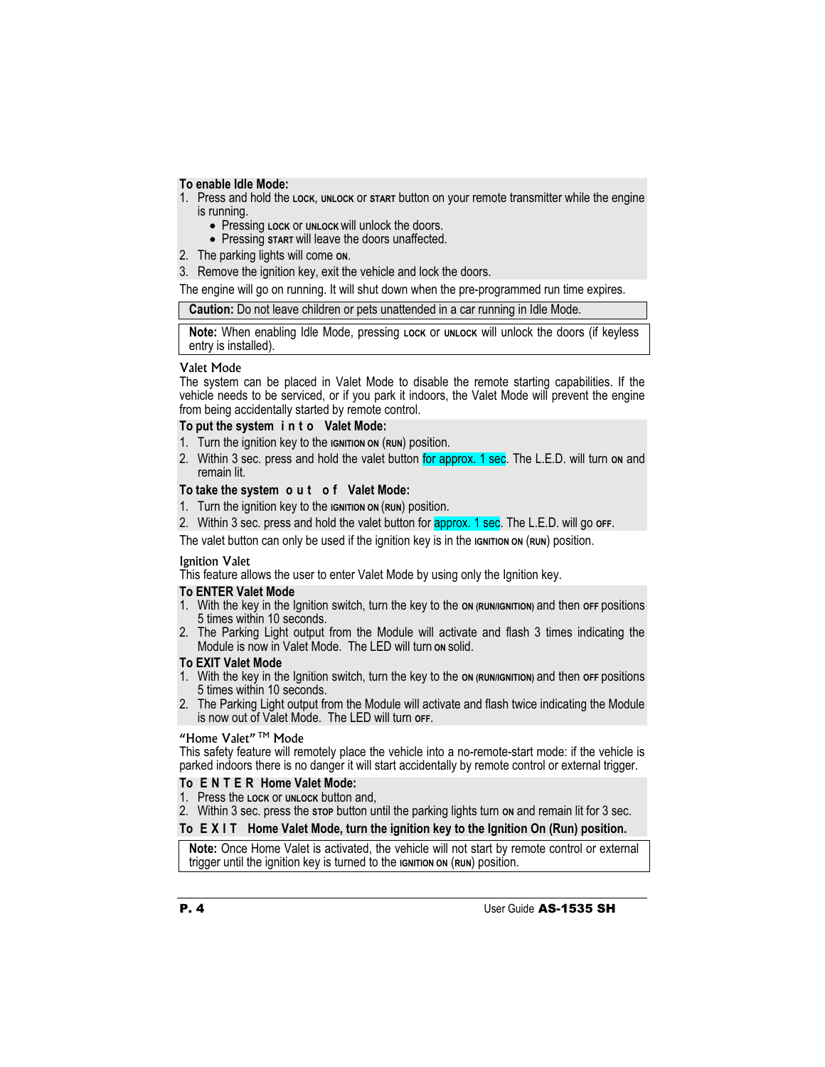**To enable Idle Mode:**

1. Press and hold the LOCK, UNLOCK or START button on your remote transmitter while the engine is running.
   - Pressing LOCK or UNLOCK will unlock the doors.
   - Pressing START will leave the doors unaffected.
2. The parking lights will come ON.
3. Remove the ignition key, exit the vehicle and lock the doors.

The engine will go on running. It will shut down when the pre-programmed run time expires.

**Caution:** Do not leave children or pets unattended in a car running in Idle Mode.

**Note:** When enabling Idle Mode, pressing LOCK or UNLOCK will unlock the doors (if keyless entry is installed).

### Valet Mode

The system can be placed in Valet Mode to disable the remote starting capabilities. If the vehicle needs to be serviced, or if you park it indoors, the Valet Mode will prevent the engine from being accidentally started by remote control.

**To put the system into Valet Mode:**

1. Turn the ignition key to the IGNITION ON (RUN) position.
2. Within 3 sec. press and hold the valet button for approx. 1 sec. The L.E.D. will turn ON and remain lit.

**To take the system out of Valet Mode:**

1. Turn the ignition key to the IGNITION ON (RUN) position.
2. Within 3 sec. press and hold the valet button for approx. 1 sec. The L.E.D. will go OFF.

The valet button can only be used if the ignition key is in the IGNITION ON (RUN) position.

### Ignition Valet

This feature allows the user to enter Valet Mode by using only the Ignition key.

**To ENTER Valet Mode**

1. With the key in the Ignition switch, turn the key to the ON (RUN/IGNITION) and then OFF positions 5 times within 10 seconds.
2. The Parking Light output from the Module will activate and flash 3 times indicating the Module is now in Valet Mode. The LED will turn ON solid.

**To EXIT Valet Mode**

1. With the key in the Ignition switch, turn the key to the ON (RUN/IGNITION) and then OFF positions 5 times within 10 seconds.
2. The Parking Light output from the Module will activate and flash twice indicating the Module is now out of Valet Mode. The LED will turn OFF.

### "Home Valet" TM Mode

This safety feature will remotely place the vehicle into a no-remote-start mode: if the vehicle is parked indoors there is no danger it will start accidentally by remote control or external trigger.

**To ENTER Home Valet Mode:**

1. Press the LOCK or UNLOCK button and,
2. Within 3 sec. press the STOP button until the parking lights turn ON and remain lit for 3 sec.

**To EXIT Home Valet Mode, turn the ignition key to the Ignition On (Run) position.**

**Note:** Once Home Valet is activated, the vehicle will not start by remote control or external trigger until the ignition key is turned to the IGNITION ON (RUN) position.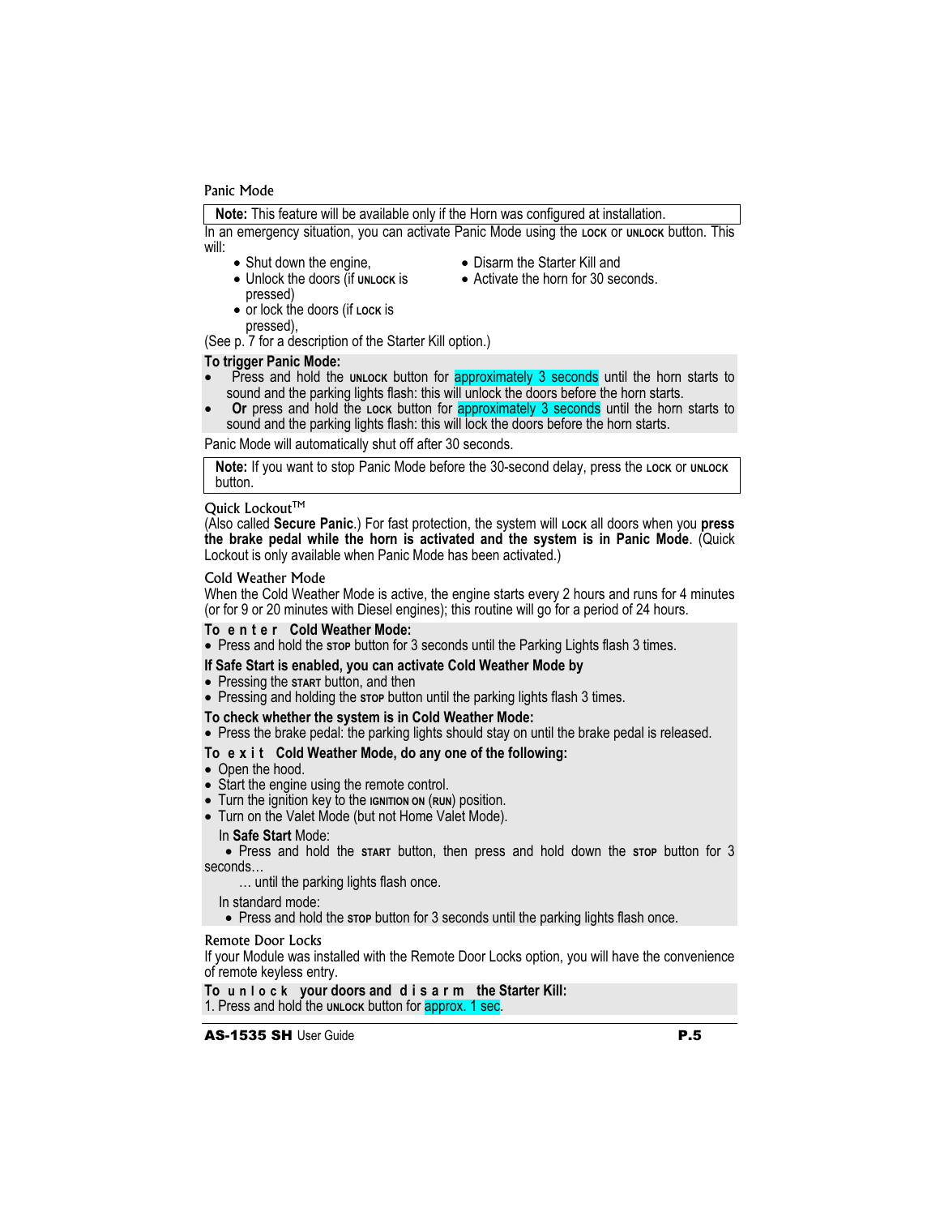## Panic Mode

**Note:** This feature will be available only if the Horn was configured at installation.

In an emergency situation, you can activate Panic Mode using the LOCK or UNLOCK button. This will:

- Shut down the engine,
- Unlock the doors (if UNLOCK is pressed)
- or lock the doors (if LOCK is pressed),
- Disarm the Starter Kill and
- Activate the horn for 30 seconds.

(See p. 7 for a description of the Starter Kill option.)

**To trigger Panic Mode:**

- Press and hold the UNLOCK button for approximately 3 seconds until the horn starts to sound and the parking lights flash: this will unlock the doors before the horn starts.
- **Or** press and hold the LOCK button for approximately 3 seconds until the horn starts to sound and the parking lights flash: this will lock the doors before the horn starts.

Panic Mode will automatically shut off after 30 seconds.

**Note:** If you want to stop Panic Mode before the 30-second delay, press the LOCK or UNLOCK button.

## Quick Lockout™

(Also called **Secure Panic**.) For fast protection, the system will LOCK all doors when you **press the brake pedal while the horn is activated and the system is in Panic Mode**. (Quick Lockout is only available when Panic Mode has been activated.)

## Cold Weather Mode

When the Cold Weather Mode is active, the engine starts every 2 hours and runs for 4 minutes (or for 9 or 20 minutes with Diesel engines); this routine will go for a period of 24 hours.

**To enter Cold Weather Mode:**

- Press and hold the STOP button for 3 seconds until the Parking Lights flash 3 times.

**If Safe Start is enabled, you can activate Cold Weather Mode by**

- Pressing the START button, and then
- Pressing and holding the STOP button until the parking lights flash 3 times.

**To check whether the system is in Cold Weather Mode:**

- Press the brake pedal: the parking lights should stay on until the brake pedal is released.

**To exit Cold Weather Mode, do any one of the following:**

- Open the hood.
- Start the engine using the remote control.
- Turn the ignition key to the IGNITION ON (RUN) position.
- Turn on the Valet Mode (but not Home Valet Mode).

In **Safe Start** Mode:

- Press and hold the START button, then press and hold down the STOP button for 3 seconds…

… until the parking lights flash once.

In standard mode:

- Press and hold the STOP button for 3 seconds until the parking lights flash once.

## Remote Door Locks

If your Module was installed with the Remote Door Locks option, you will have the convenience of remote keyless entry.

**To unlock your doors and disarm the Starter Kill:**

1. Press and hold the UNLOCK button for approx. 1 sec.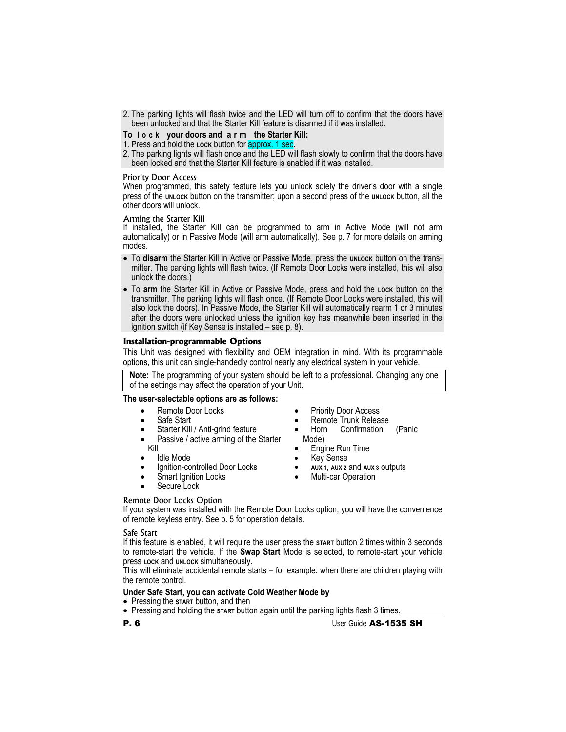2. The parking lights will flash twice and the LED will turn off to confirm that the doors have been unlocked and that the Starter Kill feature is disarmed if it was installed.

**To lock your doors and arm the Starter Kill:**

1. Press and hold the LOCK button for approx. 1 sec.
2. The parking lights will flash once and the LED will flash slowly to confirm that the doors have been locked and that the Starter Kill feature is enabled if it was installed.

### Priority Door Access

When programmed, this safety feature lets you unlock solely the driver's door with a single press of the UNLOCK button on the transmitter; upon a second press of the UNLOCK button, all the other doors will unlock.

### Arming the Starter Kill

If installed, the Starter Kill can be programmed to arm in Active Mode (will not arm automatically) or in Passive Mode (will arm automatically). See p. 7 for more details on arming modes.

- To **disarm** the Starter Kill in Active or Passive Mode, press the UNLOCK button on the transmitter. The parking lights will flash twice. (If Remote Door Locks were installed, this will also unlock the doors.)
- To **arm** the Starter Kill in Active or Passive Mode, press and hold the LOCK button on the transmitter. The parking lights will flash once. (If Remote Door Locks were installed, this will also lock the doors). In Passive Mode, the Starter Kill will automatically rearm 1 or 3 minutes after the doors were unlocked unless the ignition key has meanwhile been inserted in the ignition switch (if Key Sense is installed – see p. 8).

## Installation-programmable Options

This Unit was designed with flexibility and OEM integration in mind. With its programmable options, this unit can single-handedly control nearly any electrical system in your vehicle.

> **Note:** The programming of your system should be left to a professional. Changing any one of the settings may affect the operation of your Unit.

**The user-selectable options are as follows:**

- Remote Door Locks
- Safe Start
- Starter Kill / Anti-grind feature
- Passive / active arming of the Starter Kill
- Idle Mode
- Ignition-controlled Door Locks
- Smart Ignition Locks
- Secure Lock
- Priority Door Access
- Remote Trunk Release
- Horn Confirmation (Panic Mode)
- Engine Run Time
- Key Sense
- AUX 1, AUX 2 and AUX 3 outputs
- Multi-car Operation

### Remote Door Locks Option

If your system was installed with the Remote Door Locks option, you will have the convenience of remote keyless entry. See p. 5 for operation details.

### Safe Start

If this feature is enabled, it will require the user press the START button 2 times within 3 seconds to remote-start the vehicle. If the **Swap Start** Mode is selected, to remote-start your vehicle press LOCK and UNLOCK simultaneously.

This will eliminate accidental remote starts – for example: when there are children playing with the remote control.

**Under Safe Start, you can activate Cold Weather Mode by**

- Pressing the START button, and then
- Pressing and holding the START button again until the parking lights flash 3 times.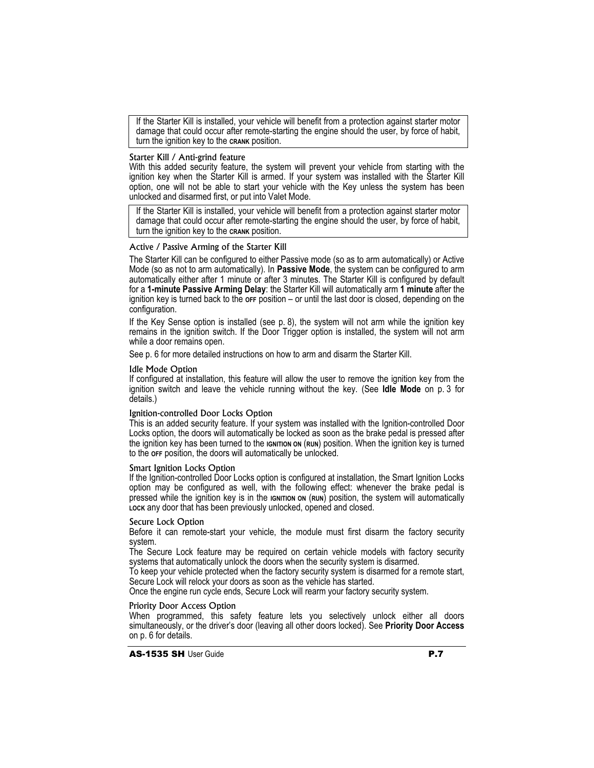> If the Starter Kill is installed, your vehicle will benefit from a protection against starter motor damage that could occur after remote-starting the engine should the user, by force of habit, turn the ignition key to the CRANK position.

### Starter Kill / Anti-grind feature

With this added security feature, the system will prevent your vehicle from starting with the ignition key when the Starter Kill is armed. If your system was installed with the Starter Kill option, one will not be able to start your vehicle with the Key unless the system has been unlocked and disarmed first, or put into Valet Mode.

> If the Starter Kill is installed, your vehicle will benefit from a protection against starter motor damage that could occur after remote-starting the engine should the user, by force of habit, turn the ignition key to the CRANK position.

### Active / Passive Arming of the Starter Kill

The Starter Kill can be configured to either Passive mode (so as to arm automatically) or Active Mode (so as not to arm automatically). In **Passive Mode**, the system can be configured to arm automatically either after 1 minute or after 3 minutes. The Starter Kill is configured by default for a **1-minute Passive Arming Delay**: the Starter Kill will automatically arm **1 minute** after the ignition key is turned back to the OFF position – or until the last door is closed, depending on the configuration.

If the Key Sense option is installed (see p. 8), the system will not arm while the ignition key remains in the ignition switch. If the Door Trigger option is installed, the system will not arm while a door remains open.

See p. 6 for more detailed instructions on how to arm and disarm the Starter Kill.

### Idle Mode Option

If configured at installation, this feature will allow the user to remove the ignition key from the ignition switch and leave the vehicle running without the key. (See **Idle Mode** on p. 3 for details.)

### Ignition-controlled Door Locks Option

This is an added security feature. If your system was installed with the Ignition-controlled Door Locks option, the doors will automatically be locked as soon as the brake pedal is pressed after the ignition key has been turned to the IGNITION ON (RUN) position. When the ignition key is turned to the OFF position, the doors will automatically be unlocked.

### Smart Ignition Locks Option

If the Ignition-controlled Door Locks option is configured at installation, the Smart Ignition Locks option may be configured as well, with the following effect: whenever the brake pedal is pressed while the ignition key is in the IGNITION ON (RUN) position, the system will automatically LOCK any door that has been previously unlocked, opened and closed.

### Secure Lock Option

Before it can remote-start your vehicle, the module must first disarm the factory security system.

The Secure Lock feature may be required on certain vehicle models with factory security systems that automatically unlock the doors when the security system is disarmed.

To keep your vehicle protected when the factory security system is disarmed for a remote start, Secure Lock will relock your doors as soon as the vehicle has started.

Once the engine run cycle ends, Secure Lock will rearm your factory security system.

### Priority Door Access Option

When programmed, this safety feature lets you selectively unlock either all doors simultaneously, or the driver's door (leaving all other doors locked). See **Priority Door Access** on p. 6 for details.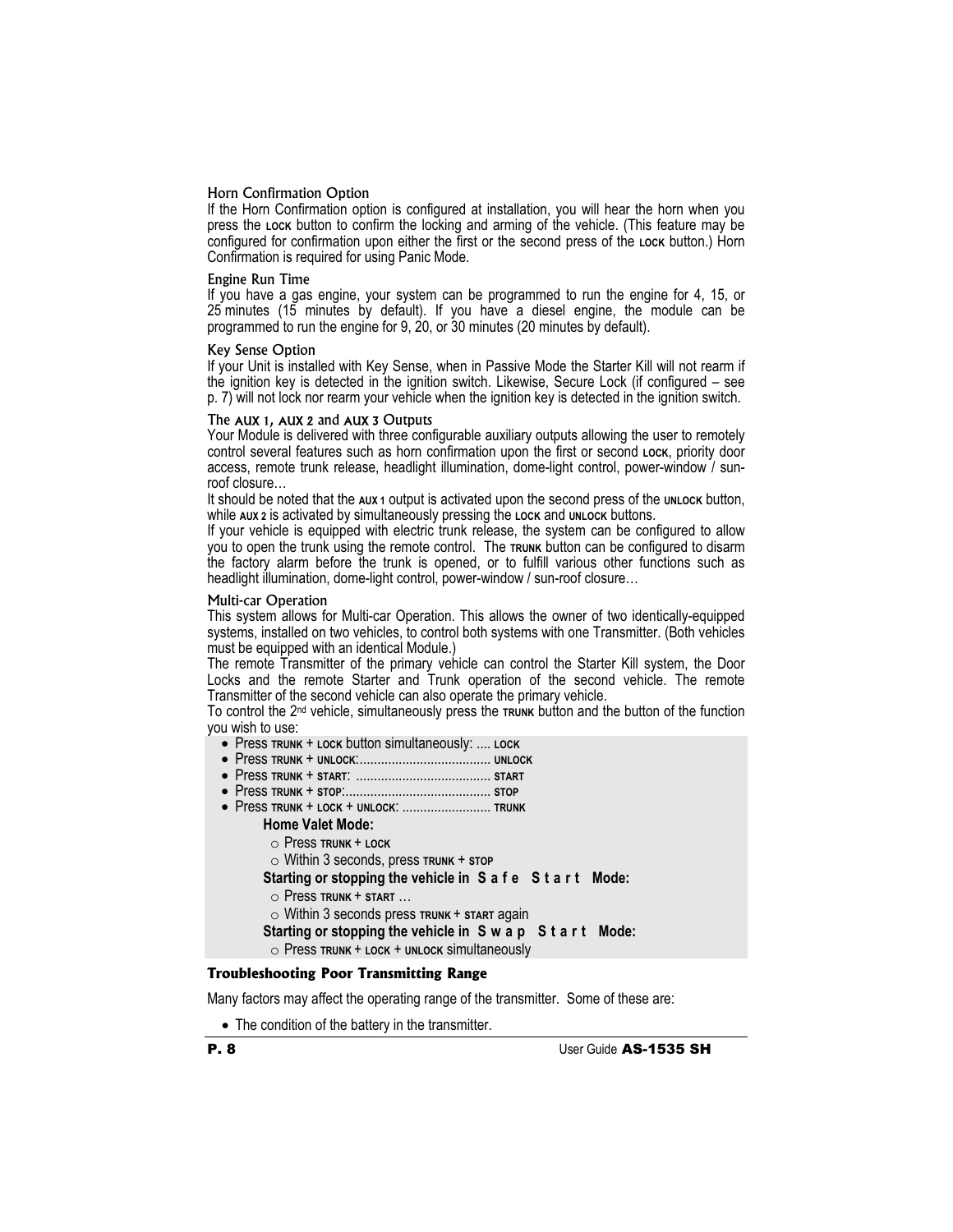### Horn Confirmation Option

If the Horn Confirmation option is configured at installation, you will hear the horn when you press the LOCK button to confirm the locking and arming of the vehicle. (This feature may be configured for confirmation upon either the first or the second press of the LOCK button.) Horn Confirmation is required for using Panic Mode.

### Engine Run Time

If you have a gas engine, your system can be programmed to run the engine for 4, 15, or 25 minutes (15 minutes by default). If you have a diesel engine, the module can be programmed to run the engine for 9, 20, or 30 minutes (20 minutes by default).

### Key Sense Option

If your Unit is installed with Key Sense, when in Passive Mode the Starter Kill will not rearm if the ignition key is detected in the ignition switch. Likewise, Secure Lock (if configured – see p. 7) will not lock nor rearm your vehicle when the ignition key is detected in the ignition switch.

### The AUX 1, AUX 2 and AUX 3 Outputs

Your Module is delivered with three configurable auxiliary outputs allowing the user to remotely control several features such as horn confirmation upon the first or second LOCK, priority door access, remote trunk release, headlight illumination, dome-light control, power-window / sun-roof closure…

It should be noted that the AUX 1 output is activated upon the second press of the UNLOCK button, while AUX 2 is activated by simultaneously pressing the LOCK and UNLOCK buttons.

If your vehicle is equipped with electric trunk release, the system can be configured to allow you to open the trunk using the remote control. The TRUNK button can be configured to disarm the factory alarm before the trunk is opened, or to fulfill various other functions such as headlight illumination, dome-light control, power-window / sun-roof closure…

### Multi-car Operation

This system allows for Multi-car Operation. This allows the owner of two identically-equipped systems, installed on two vehicles, to control both systems with one Transmitter. (Both vehicles must be equipped with an identical Module.)

The remote Transmitter of the primary vehicle can control the Starter Kill system, the Door Locks and the remote Starter and Trunk operation of the second vehicle. The remote Transmitter of the second vehicle can also operate the primary vehicle.

To control the 2nd vehicle, simultaneously press the TRUNK button and the button of the function you wish to use:

- Press TRUNK + LOCK button simultaneously: .... LOCK
- Press TRUNK + UNLOCK:.................................... UNLOCK
- Press TRUNK + START: ..................................... START
- Press TRUNK + STOP:........................................ STOP
- Press TRUNK + LOCK + UNLOCK: ......................... TRUNK

**Home Valet Mode:**

- Press TRUNK + LOCK
- Within 3 seconds, press TRUNK + STOP

**Starting or stopping the vehicle in Safe Start Mode:**

- Press TRUNK + START …
- Within 3 seconds press TRUNK + START again

**Starting or stopping the vehicle in Swap Start Mode:**

- Press TRUNK + LOCK + UNLOCK simultaneously

## Troubleshooting Poor Transmitting Range

Many factors may affect the operating range of the transmitter. Some of these are:

- The condition of the battery in the transmitter.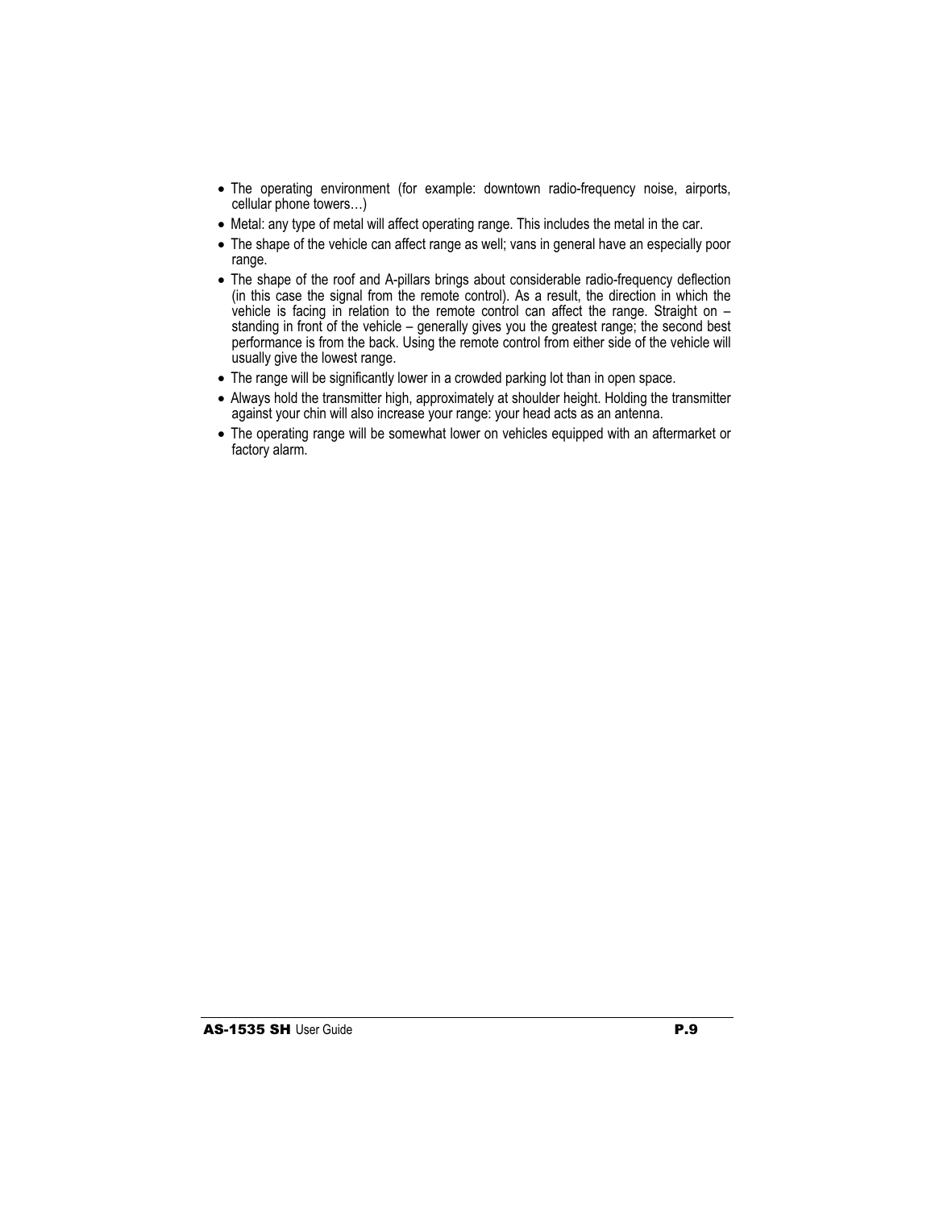- The operating environment (for example: downtown radio-frequency noise, airports, cellular phone towers…)
- Metal: any type of metal will affect operating range. This includes the metal in the car.
- The shape of the vehicle can affect range as well; vans in general have an especially poor range.
- The shape of the roof and A-pillars brings about considerable radio-frequency deflection (in this case the signal from the remote control). As a result, the direction in which the vehicle is facing in relation to the remote control can affect the range. Straight on – standing in front of the vehicle – generally gives you the greatest range; the second best performance is from the back. Using the remote control from either side of the vehicle will usually give the lowest range.
- The range will be significantly lower in a crowded parking lot than in open space.
- Always hold the transmitter high, approximately at shoulder height. Holding the transmitter against your chin will also increase your range: your head acts as an antenna.
- The operating range will be somewhat lower on vehicles equipped with an aftermarket or factory alarm.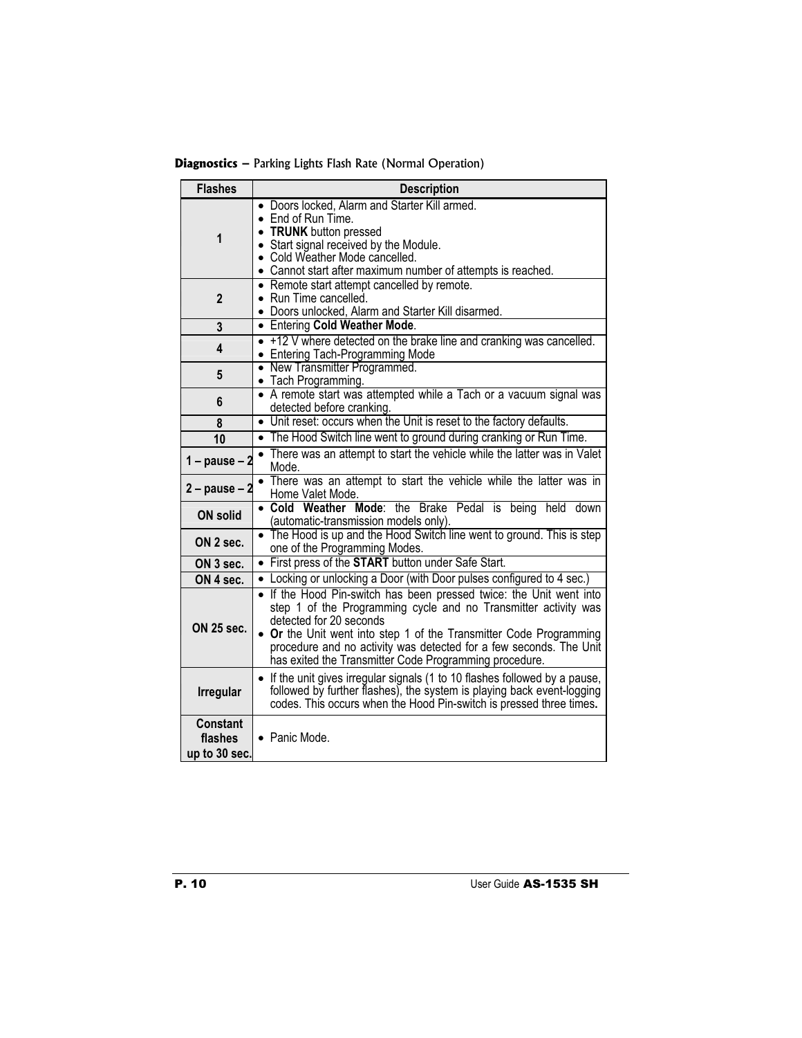**Diagnostics** – Parking Lights Flash Rate (Normal Operation)

| Flashes | Description |
|---|---|
| 1 | • Doors locked, Alarm and Starter Kill armed.<br>• End of Run Time.<br>• **TRUNK** button pressed<br>• Start signal received by the Module.<br>• Cold Weather Mode cancelled.<br>• Cannot start after maximum number of attempts is reached. |
| 2 | • Remote start attempt cancelled by remote.<br>• Run Time cancelled.<br>• Doors unlocked, Alarm and Starter Kill disarmed. |
| 3 | • Entering **Cold Weather Mode**. |
| 4 | • +12 V where detected on the brake line and cranking was cancelled.<br>• Entering Tach-Programming Mode |
| 5 | • New Transmitter Programmed.<br>• Tach Programming. |
| 6 | • A remote start was attempted while a Tach or a vacuum signal was detected before cranking. |
| 8 | • Unit reset: occurs when the Unit is reset to the factory defaults. |
| 10 | • The Hood Switch line went to ground during cranking or Run Time. |
| 1 – pause – 2 | • There was an attempt to start the vehicle while the latter was in Valet Mode. |
| 2 – pause – 2 | • There was an attempt to start the vehicle while the latter was in Home Valet Mode. |
| ON solid | • **Cold Weather Mode**: the Brake Pedal is being held down (automatic-transmission models only). |
| ON 2 sec. | • The Hood is up and the Hood Switch line went to ground. This is step one of the Programming Modes. |
| ON 3 sec. | • First press of the **START** button under Safe Start. |
| ON 4 sec. | • Locking or unlocking a Door (with Door pulses configured to 4 sec.) |
| ON 25 sec. | • If the Hood Pin-switch has been pressed twice: the Unit went into step 1 of the Programming cycle and no Transmitter activity was detected for 20 seconds<br>• **Or** the Unit went into step 1 of the Transmitter Code Programming procedure and no activity was detected for a few seconds. The Unit has exited the Transmitter Code Programming procedure. |
| Irregular | • If the unit gives irregular signals (1 to 10 flashes followed by a pause, followed by further flashes), the system is playing back event-logging codes. This occurs when the Hood Pin-switch is pressed three times**.** |
| Constant flashes up to 30 sec. | • Panic Mode. |